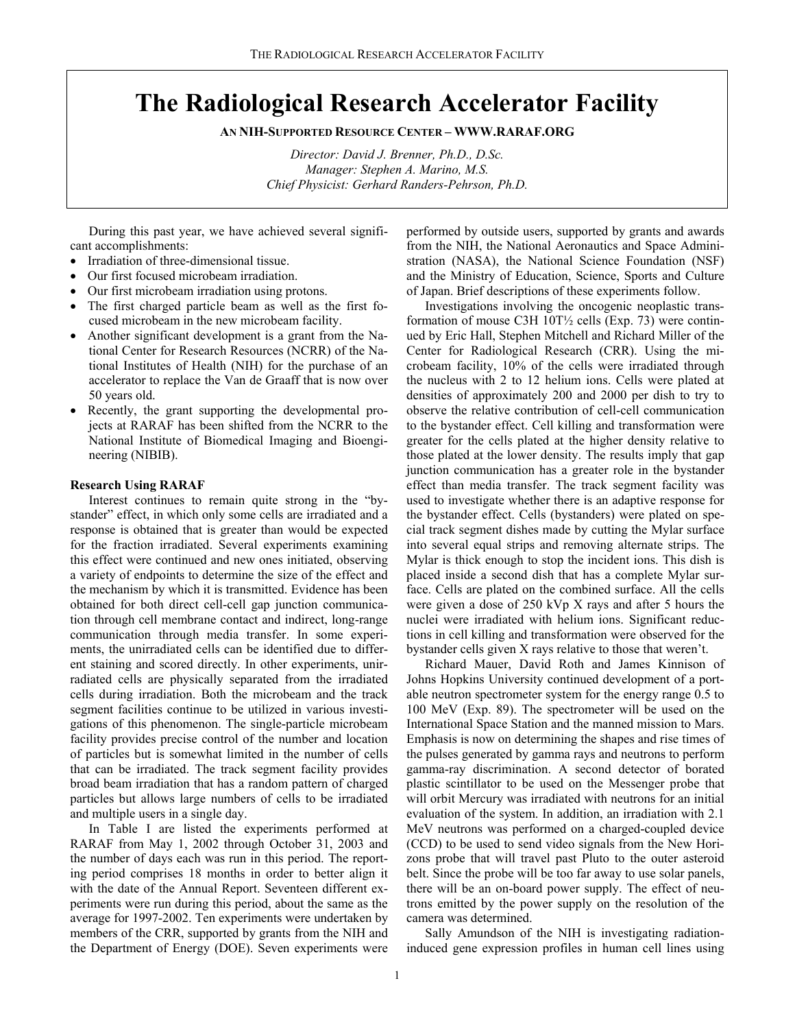# The Radiological Research Accelerator Facility

**AN NIH-SUPPORTED RESOURCE CENTER – WWW.RARAF.ORG**

*Director: David J. Brenner, Ph.D., D.Sc.*
*Manager: Stephen A. Marino, M.S.*
*Chief Physicist: Gerhard Randers-Pehrson, Ph.D.*

During this past year, we have achieved several significant accomplishments:

- Irradiation of three-dimensional tissue.
- Our first focused microbeam irradiation.
- Our first microbeam irradiation using protons.
- The first charged particle beam as well as the first focused microbeam in the new microbeam facility.
- Another significant development is a grant from the National Center for Research Resources (NCRR) of the National Institutes of Health (NIH) for the purchase of an accelerator to replace the Van de Graaff that is now over 50 years old.
- Recently, the grant supporting the developmental projects at RARAF has been shifted from the NCRR to the National Institute of Biomedical Imaging and Bioengineering (NIBIB).

**Research Using RARAF**

Interest continues to remain quite strong in the "bystander" effect, in which only some cells are irradiated and a response is obtained that is greater than would be expected for the fraction irradiated. Several experiments examining this effect were continued and new ones initiated, observing a variety of endpoints to determine the size of the effect and the mechanism by which it is transmitted. Evidence has been obtained for both direct cell-cell gap junction communication through cell membrane contact and indirect, long-range communication through media transfer. In some experiments, the unirradiated cells can be identified due to different staining and scored directly. In other experiments, unirradiated cells are physically separated from the irradiated cells during irradiation. Both the microbeam and the track segment facilities continue to be utilized in various investigations of this phenomenon. The single-particle microbeam facility provides precise control of the number and location of particles but is somewhat limited in the number of cells that can be irradiated. The track segment facility provides broad beam irradiation that has a random pattern of charged particles but allows large numbers of cells to be irradiated and multiple users in a single day.

In Table I are listed the experiments performed at RARAF from May 1, 2002 through October 31, 2003 and the number of days each was run in this period. The reporting period comprises 18 months in order to better align it with the date of the Annual Report. Seventeen different experiments were run during this period, about the same as the average for 1997-2002. Ten experiments were undertaken by members of the CRR, supported by grants from the NIH and the Department of Energy (DOE). Seven experiments were performed by outside users, supported by grants and awards from the NIH, the National Aeronautics and Space Administration (NASA), the National Science Foundation (NSF) and the Ministry of Education, Science, Sports and Culture of Japan. Brief descriptions of these experiments follow.

Investigations involving the oncogenic neoplastic transformation of mouse C3H 10T½ cells (Exp. 73) were continued by Eric Hall, Stephen Mitchell and Richard Miller of the Center for Radiological Research (CRR). Using the microbeam facility, 10% of the cells were irradiated through the nucleus with 2 to 12 helium ions. Cells were plated at densities of approximately 200 and 2000 per dish to try to observe the relative contribution of cell-cell communication to the bystander effect. Cell killing and transformation were greater for the cells plated at the higher density relative to those plated at the lower density. The results imply that gap junction communication has a greater role in the bystander effect than media transfer. The track segment facility was used to investigate whether there is an adaptive response for the bystander effect. Cells (bystanders) were plated on special track segment dishes made by cutting the Mylar surface into several equal strips and removing alternate strips. The Mylar is thick enough to stop the incident ions. This dish is placed inside a second dish that has a complete Mylar surface. Cells are plated on the combined surface. All the cells were given a dose of 250 kVp X rays and after 5 hours the nuclei were irradiated with helium ions. Significant reductions in cell killing and transformation were observed for the bystander cells given X rays relative to those that weren't.

Richard Mauer, David Roth and James Kinnison of Johns Hopkins University continued development of a portable neutron spectrometer system for the energy range 0.5 to 100 MeV (Exp. 89). The spectrometer will be used on the International Space Station and the manned mission to Mars. Emphasis is now on determining the shapes and rise times of the pulses generated by gamma rays and neutrons to perform gamma-ray discrimination. A second detector of borated plastic scintillator to be used on the Messenger probe that will orbit Mercury was irradiated with neutrons for an initial evaluation of the system. In addition, an irradiation with 2.1 MeV neutrons was performed on a charged-coupled device (CCD) to be used to send video signals from the New Horizons probe that will travel past Pluto to the outer asteroid belt. Since the probe will be too far away to use solar panels, there will be an on-board power supply. The effect of neutrons emitted by the power supply on the resolution of the camera was determined.

Sally Amundson of the NIH is investigating radiation-induced gene expression profiles in human cell lines using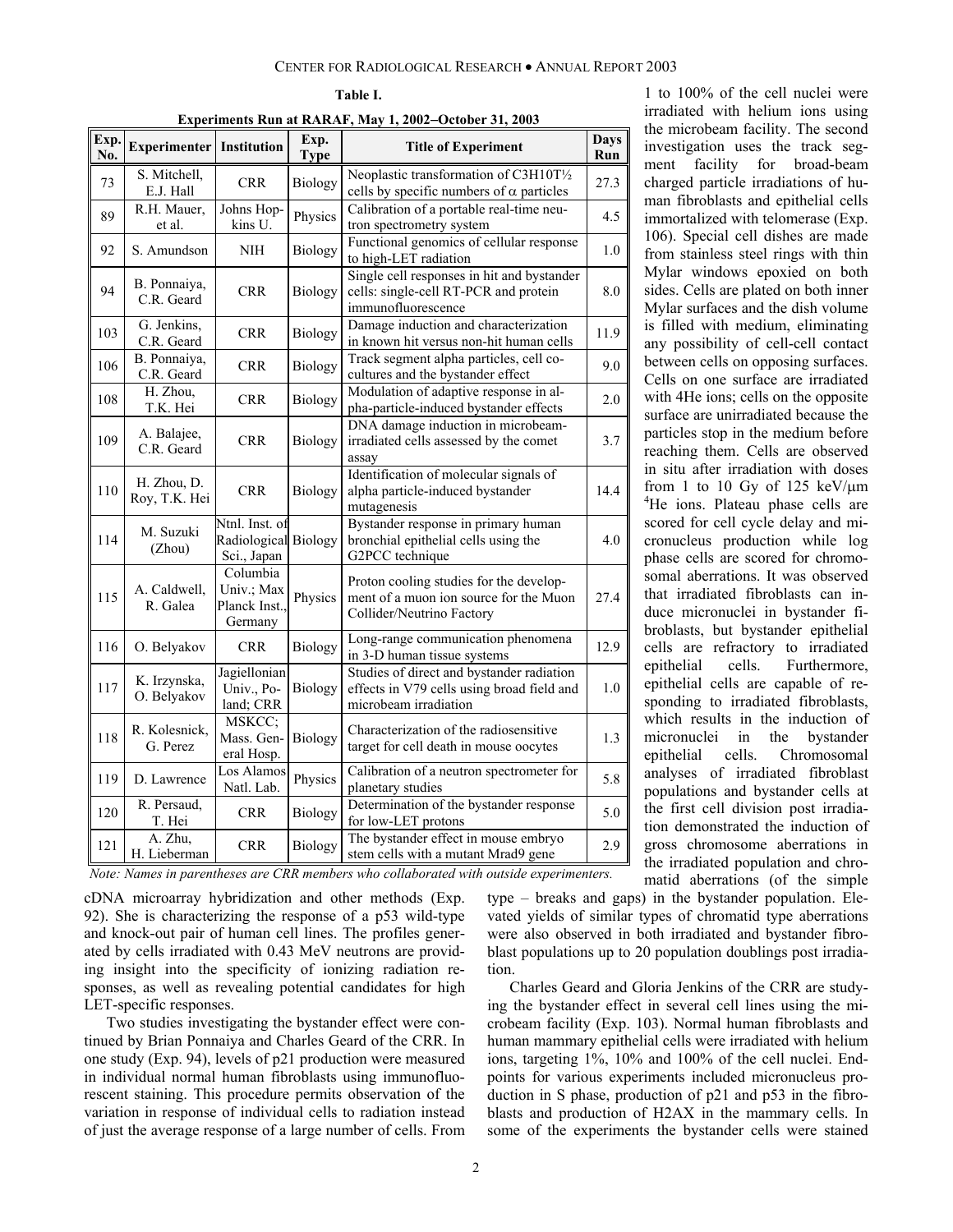**Table I.**

**Experiments Run at RARAF, May 1, 2002–October 31, 2003**

| Exp. No. | Experimenter | Institution | Exp. Type | Title of Experiment | Days Run |
|---|---|---|---|---|---|
| 73 | S. Mitchell, E.J. Hall | CRR | Biology | Neoplastic transformation of C3H10T½ cells by specific numbers of α particles | 27.3 |
| 89 | R.H. Mauer, et al. | Johns Hopkins U. | Physics | Calibration of a portable real-time neutron spectrometry system | 4.5 |
| 92 | S. Amundson | NIH | Biology | Functional genomics of cellular response to high-LET radiation | 1.0 |
| 94 | B. Ponnaiya, C.R. Geard | CRR | Biology | Single cell responses in hit and bystander cells: single-cell RT-PCR and protein immunofluorescence | 8.0 |
| 103 | G. Jenkins, C.R. Geard | CRR | Biology | Damage induction and characterization in known hit versus non-hit human cells | 11.9 |
| 106 | B. Ponnaiya, C.R. Geard | CRR | Biology | Track segment alpha particles, cell co-cultures and the bystander effect | 9.0 |
| 108 | H. Zhou, T.K. Hei | CRR | Biology | Modulation of adaptive response in alpha-particle-induced bystander effects | 2.0 |
| 109 | A. Balajee, C.R. Geard | CRR | Biology | DNA damage induction in microbeam-irradiated cells assessed by the comet assay | 3.7 |
| 110 | H. Zhou, D. Roy, T.K. Hei | CRR | Biology | Identification of molecular signals of alpha particle-induced bystander mutagenesis | 14.4 |
| 114 | M. Suzuki (Zhou) | Ntnl. Inst. of Radiological Sci., Japan | Biology | Bystander response in primary human bronchial epithelial cells using the G2PCC technique | 4.0 |
| 115 | A. Caldwell, R. Galea | Columbia Univ.; Max Planck Inst., Germany | Physics | Proton cooling studies for the development of a muon ion source for the Muon Collider/Neutrino Factory | 27.4 |
| 116 | O. Belyakov | CRR | Biology | Long-range communication phenomena in 3-D human tissue systems | 12.9 |
| 117 | K. Irzynska, O. Belyakov | Jagiellonian Univ., Poland; CRR | Biology | Studies of direct and bystander radiation effects in V79 cells using broad field and microbeam irradiation | 1.0 |
| 118 | R. Kolesnick, G. Perez | MSKCC; Mass. General Hosp. | Biology | Characterization of the radiosensitive target for cell death in mouse oocytes | 1.3 |
| 119 | D. Lawrence | Los Alamos Natl. Lab. | Physics | Calibration of a neutron spectrometer for planetary studies | 5.8 |
| 120 | R. Persaud, T. Hei | CRR | Biology | Determination of the bystander response for low-LET protons | 5.0 |
| 121 | A. Zhu, H. Lieberman | CRR | Biology | The bystander effect in mouse embryo stem cells with a mutant Mrad9 gene | 2.9 |

*Note: Names in parentheses are CRR members who collaborated with outside experimenters.*

cDNA microarray hybridization and other methods (Exp. 92). She is characterizing the response of a p53 wild-type and knock-out pair of human cell lines. The profiles generated by cells irradiated with 0.43 MeV neutrons are providing insight into the specificity of ionizing radiation responses, as well as revealing potential candidates for high LET-specific responses.

Two studies investigating the bystander effect were continued by Brian Ponnaiya and Charles Geard of the CRR. In one study (Exp. 94), levels of p21 production were measured in individual normal human fibroblasts using immunofluorescent staining. This procedure permits observation of the variation in response of individual cells to radiation instead of just the average response of a large number of cells. From 1 to 100% of the cell nuclei were irradiated with helium ions using the microbeam facility. The second investigation uses the track segment facility for broad-beam charged particle irradiations of human fibroblasts and epithelial cells immortalized with telomerase (Exp. 106). Special cell dishes are made from stainless steel rings with thin Mylar windows epoxied on both sides. Cells are plated on both inner Mylar surfaces and the dish volume is filled with medium, eliminating any possibility of cell-cell contact between cells on opposing surfaces. Cells on one surface are irradiated with 4He ions; cells on the opposite surface are unirradiated because the particles stop in the medium before reaching them. Cells are observed in situ after irradiation with doses from 1 to 10 Gy of 125 keV/μm $^4$He ions. Plateau phase cells are scored for cell cycle delay and micronucleus production while log phase cells are scored for chromosomal aberrations. It was observed that irradiated fibroblasts can induce micronuclei in bystander fibroblasts, but bystander epithelial cells are refractory to irradiated epithelial cells. Furthermore, epithelial cells are capable of responding to irradiated fibroblasts, which results in the induction of micronuclei in the bystander epithelial cells. Chromosomal analyses of irradiated fibroblast populations and bystander cells at the first cell division post irradiation demonstrated the induction of gross chromosome aberrations in the irradiated population and chromatid aberrations (of the simple type – breaks and gaps) in the bystander population. Elevated yields of similar types of chromatid type aberrations were also observed in both irradiated and bystander fibroblast populations up to 20 population doublings post irradiation.

Charles Geard and Gloria Jenkins of the CRR are studying the bystander effect in several cell lines using the microbeam facility (Exp. 103). Normal human fibroblasts and human mammary epithelial cells were irradiated with helium ions, targeting 1%, 10% and 100% of the cell nuclei. Endpoints for various experiments included micronucleus production in S phase, production of p21 and p53 in the fibroblasts and production of H2AX in the mammary cells. In some of the experiments the bystander cells were stained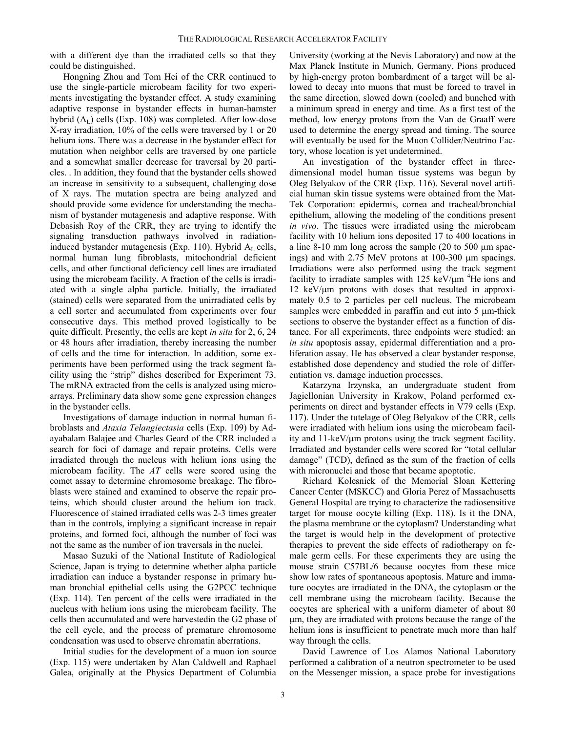with a different dye than the irradiated cells so that they could be distinguished.

Hongning Zhou and Tom Hei of the CRR continued to use the single-particle microbeam facility for two experiments investigating the bystander effect. A study examining adaptive response in bystander effects in human-hamster hybrid ($A_L$) cells (Exp. 108) was completed. After low-dose X-ray irradiation, 10% of the cells were traversed by 1 or 20 helium ions. There was a decrease in the bystander effect for mutation when neighbor cells are traversed by one particle and a somewhat smaller decrease for traversal by 20 particles. . In addition, they found that the bystander cells showed an increase in sensitivity to a subsequent, challenging dose of X rays. The mutation spectra are being analyzed and should provide some evidence for understanding the mechanism of bystander mutagenesis and adaptive response. With Debasish Roy of the CRR, they are trying to identify the signaling transduction pathways involved in radiation-induced bystander mutagenesis (Exp. 110). Hybrid $A_L$ cells, normal human lung fibroblasts, mitochondrial deficient cells, and other functional deficiency cell lines are irradiated using the microbeam facility. A fraction of the cells is irradiated with a single alpha particle. Initially, the irradiated (stained) cells were separated from the unirradiated cells by a cell sorter and accumulated from experiments over four consecutive days. This method proved logistically to be quite difficult. Presently, the cells are kept *in situ* for 2, 6, 24 or 48 hours after irradiation, thereby increasing the number of cells and the time for interaction. In addition, some experiments have been performed using the track segment facility using the "strip" dishes described for Experiment 73. The mRNA extracted from the cells is analyzed using microarrays*.* Preliminary data show some gene expression changes in the bystander cells.

Investigations of damage induction in normal human fibroblasts and *Ataxia Telangiectasia* cells (Exp. 109) by Adayabalam Balajee and Charles Geard of the CRR included a search for foci of damage and repair proteins. Cells were irradiated through the nucleus with helium ions using the microbeam facility. The *AT* cells were scored using the comet assay to determine chromosome breakage. The fibroblasts were stained and examined to observe the repair proteins, which should cluster around the helium ion track. Fluorescence of stained irradiated cells was 2-3 times greater than in the controls, implying a significant increase in repair proteins, and formed foci, although the number of foci was not the same as the number of ion traversals in the nuclei.

Masao Suzuki of the National Institute of Radiological Science, Japan is trying to determine whether alpha particle irradiation can induce a bystander response in primary human bronchial epithelial cells using the G2PCC technique (Exp. 114). Ten percent of the cells were irradiated in the nucleus with helium ions using the microbeam facility. The cells then accumulated and were harvestedin the G2 phase of the cell cycle, and the process of premature chromosome condensation was used to observe chromatin aberrations.

Initial studies for the development of a muon ion source (Exp. 115) were undertaken by Alan Caldwell and Raphael Galea, originally at the Physics Department of Columbia University (working at the Nevis Laboratory) and now at the Max Planck Institute in Munich, Germany. Pions produced by high-energy proton bombardment of a target will be allowed to decay into muons that must be forced to travel in the same direction, slowed down (cooled) and bunched with a minimum spread in energy and time. As a first test of the method, low energy protons from the Van de Graaff were used to determine the energy spread and timing. The source will eventually be used for the Muon Collider/Neutrino Factory, whose location is yet undetermined.

An investigation of the bystander effect in three-dimensional model human tissue systems was begun by Oleg Belyakov of the CRR (Exp. 116). Several novel artificial human skin tissue systems were obtained from the Mat-Tek Corporation: epidermis, cornea and tracheal/bronchial epithelium, allowing the modeling of the conditions present *in vivo*. The tissues were irradiated using the microbeam facility with 10 helium ions deposited 17 to 400 locations in a line 8-10 mm long across the sample (20 to 500 μm spacings) and with 2.75 MeV protons at 100-300 μm spacings. Irradiations were also performed using the track segment facility to irradiate samples with 125 keV/μm $^4$He ions and 12 keV/μm protons with doses that resulted in approximately 0.5 to 2 particles per cell nucleus. The microbeam samples were embedded in paraffin and cut into 5 μm-thick sections to observe the bystander effect as a function of distance. For all experiments, three endpoints were studied: an *in situ* apoptosis assay, epidermal differentiation and a proliferation assay. He has observed a clear bystander response, established dose dependency and studied the role of differentiation vs. damage induction processes.

Katarzyna Irzynska, an undergraduate student from Jagiellonian University in Krakow, Poland performed experiments on direct and bystander effects in V79 cells (Exp. 117). Under the tutelage of Oleg Belyakov of the CRR, cells were irradiated with helium ions using the microbeam facility and 11-keV/μm protons using the track segment facility. Irradiated and bystander cells were scored for "total cellular damage" (TCD), defined as the sum of the fraction of cells with micronuclei and those that became apoptotic.

Richard Kolesnick of the Memorial Sloan Kettering Cancer Center (MSKCC) and Gloria Perez of Massachusetts General Hospital are trying to characterize the radiosensitive target for mouse oocyte killing (Exp. 118). Is it the DNA, the plasma membrane or the cytoplasm? Understanding what the target is would help in the development of protective therapies to prevent the side effects of radiotherapy on female germ cells. For these experiments they are using the mouse strain C57BL/6 because oocytes from these mice show low rates of spontaneous apoptosis. Mature and immature oocytes are irradiated in the DNA, the cytoplasm or the cell membrane using the microbeam facility. Because the oocytes are spherical with a uniform diameter of about 80 μm, they are irradiated with protons because the range of the helium ions is insufficient to penetrate much more than half way through the cells.

David Lawrence of Los Alamos National Laboratory performed a calibration of a neutron spectrometer to be used on the Messenger mission, a space probe for investigations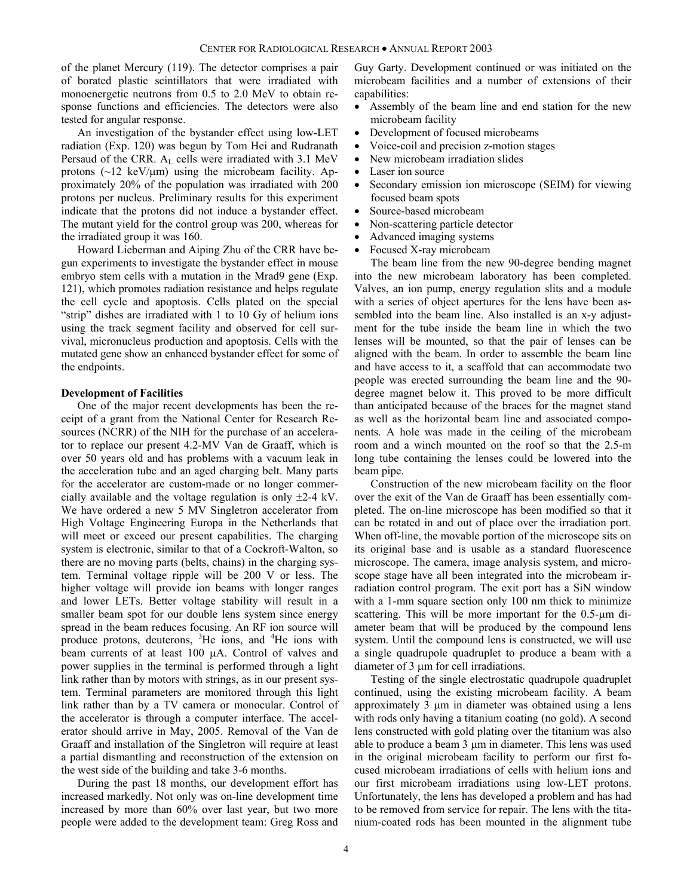of the planet Mercury (119). The detector comprises a pair of borated plastic scintillators that were irradiated with monoenergetic neutrons from 0.5 to 2.0 MeV to obtain response functions and efficiencies. The detectors were also tested for angular response.

An investigation of the bystander effect using low-LET radiation (Exp. 120) was begun by Tom Hei and Rudranath Persaud of the CRR. $A_L$ cells were irradiated with 3.1 MeV protons (~12 keV/μm) using the microbeam facility. Approximately 20% of the population was irradiated with 200 protons per nucleus. Preliminary results for this experiment indicate that the protons did not induce a bystander effect. The mutant yield for the control group was 200, whereas for the irradiated group it was 160.

Howard Lieberman and Aiping Zhu of the CRR have begun experiments to investigate the bystander effect in mouse embryo stem cells with a mutation in the Mrad9 gene (Exp. 121), which promotes radiation resistance and helps regulate the cell cycle and apoptosis. Cells plated on the special "strip" dishes are irradiated with 1 to 10 Gy of helium ions using the track segment facility and observed for cell survival, micronucleus production and apoptosis. Cells with the mutated gene show an enhanced bystander effect for some of the endpoints.

**Development of Facilities**

One of the major recent developments has been the receipt of a grant from the National Center for Research Resources (NCRR) of the NIH for the purchase of an accelerator to replace our present 4.2-MV Van de Graaff, which is over 50 years old and has problems with a vacuum leak in the acceleration tube and an aged charging belt. Many parts for the accelerator are custom-made or no longer commercially available and the voltage regulation is only ±2-4 kV. We have ordered a new 5 MV Singletron accelerator from High Voltage Engineering Europa in the Netherlands that will meet or exceed our present capabilities. The charging system is electronic, similar to that of a Cockroft-Walton, so there are no moving parts (belts, chains) in the charging system. Terminal voltage ripple will be 200 V or less. The higher voltage will provide ion beams with longer ranges and lower LETs. Better voltage stability will result in a smaller beam spot for our double lens system since energy spread in the beam reduces focusing. An RF ion source will produce protons, deuterons, $^3$He ions, and $^4$He ions with beam currents of at least 100 μA. Control of valves and power supplies in the terminal is performed through a light link rather than by motors with strings, as in our present system. Terminal parameters are monitored through this light link rather than by a TV camera or monocular. Control of the accelerator is through a computer interface. The accelerator should arrive in May, 2005. Removal of the Van de Graaff and installation of the Singletron will require at least a partial dismantling and reconstruction of the extension on the west side of the building and take 3-6 months.

During the past 18 months, our development effort has increased markedly. Not only was on-line development time increased by more than 60% over last year, but two more people were added to the development team: Greg Ross and Guy Garty. Development continued or was initiated on the microbeam facilities and a number of extensions of their capabilities:

- Assembly of the beam line and end station for the new microbeam facility
- Development of focused microbeams
- Voice-coil and precision z-motion stages
- New microbeam irradiation slides
- Laser ion source
- Secondary emission ion microscope (SEIM) for viewing focused beam spots
- Source-based microbeam
- Non-scattering particle detector
- Advanced imaging systems
- Focused X-ray microbeam

The beam line from the new 90-degree bending magnet into the new microbeam laboratory has been completed. Valves, an ion pump, energy regulation slits and a module with a series of object apertures for the lens have been assembled into the beam line. Also installed is an x-y adjustment for the tube inside the beam line in which the two lenses will be mounted, so that the pair of lenses can be aligned with the beam. In order to assemble the beam line and have access to it, a scaffold that can accommodate two people was erected surrounding the beam line and the 90-degree magnet below it. This proved to be more difficult than anticipated because of the braces for the magnet stand as well as the horizontal beam line and associated components. A hole was made in the ceiling of the microbeam room and a winch mounted on the roof so that the 2.5-m long tube containing the lenses could be lowered into the beam pipe.

Construction of the new microbeam facility on the floor over the exit of the Van de Graaff has been essentially completed. The on-line microscope has been modified so that it can be rotated in and out of place over the irradiation port. When off-line, the movable portion of the microscope sits on its original base and is usable as a standard fluorescence microscope. The camera, image analysis system, and microscope stage have all been integrated into the microbeam irradiation control program. The exit port has a SiN window with a 1-mm square section only 100 nm thick to minimize scattering. This will be more important for the 0.5-μm diameter beam that will be produced by the compound lens system. Until the compound lens is constructed, we will use a single quadrupole quadruplet to produce a beam with a diameter of 3 μm for cell irradiations.

Testing of the single electrostatic quadrupole quadruplet continued, using the existing microbeam facility. A beam approximately 3 μm in diameter was obtained using a lens with rods only having a titanium coating (no gold). A second lens constructed with gold plating over the titanium was also able to produce a beam 3 μm in diameter. This lens was used in the original microbeam facility to perform our first focused microbeam irradiations of cells with helium ions and our first microbeam irradiations using low-LET protons. Unfortunately, the lens has developed a problem and has had to be removed from service for repair. The lens with the titanium-coated rods has been mounted in the alignment tube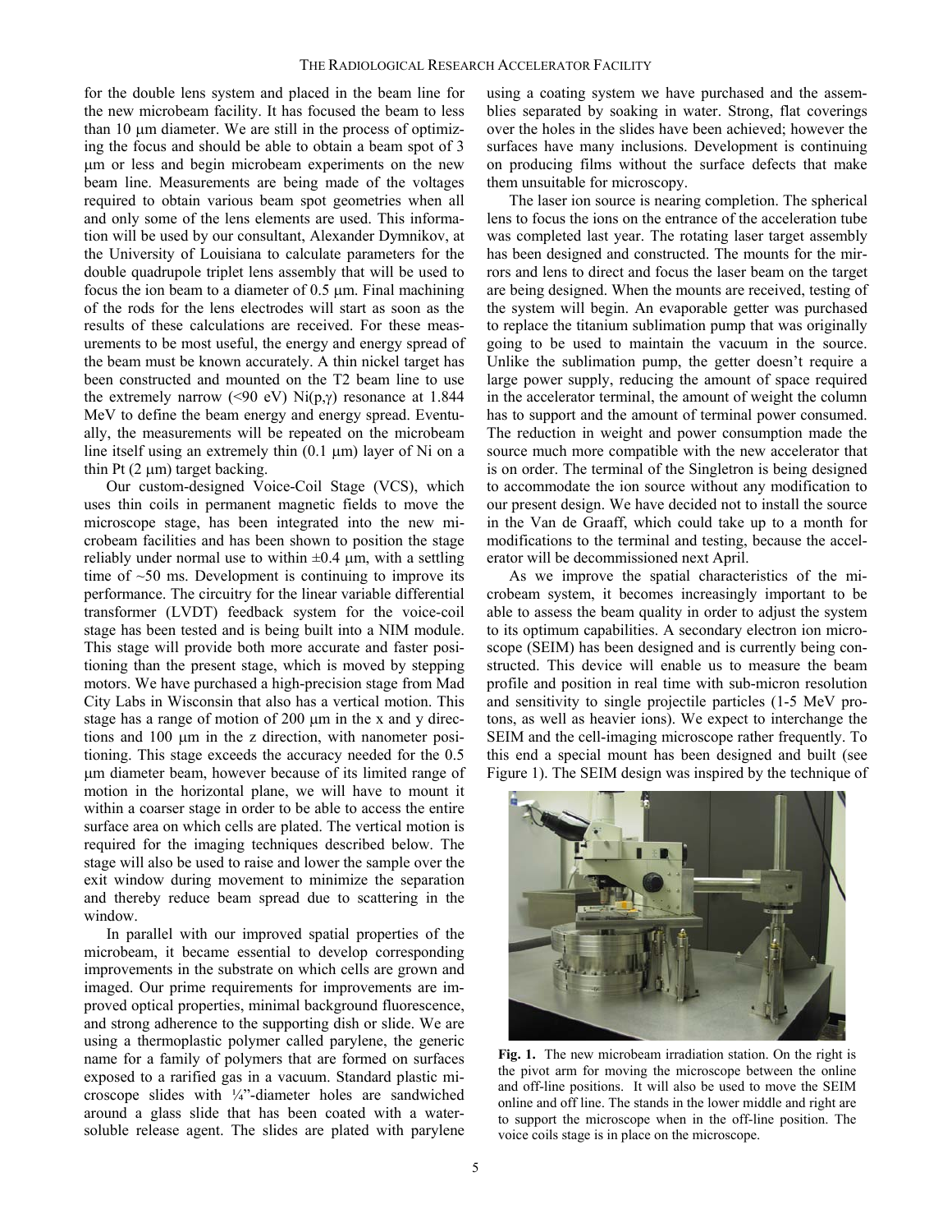for the double lens system and placed in the beam line for the new microbeam facility. It has focused the beam to less than 10 μm diameter. We are still in the process of optimizing the focus and should be able to obtain a beam spot of 3 μm or less and begin microbeam experiments on the new beam line. Measurements are being made of the voltages required to obtain various beam spot geometries when all and only some of the lens elements are used. This information will be used by our consultant, Alexander Dymnikov, at the University of Louisiana to calculate parameters for the double quadrupole triplet lens assembly that will be used to focus the ion beam to a diameter of 0.5 μm. Final machining of the rods for the lens electrodes will start as soon as the results of these calculations are received. For these measurements to be most useful, the energy and energy spread of the beam must be known accurately. A thin nickel target has been constructed and mounted on the T2 beam line to use the extremely narrow (<90 eV) Ni(p,γ) resonance at 1.844 MeV to define the beam energy and energy spread. Eventually, the measurements will be repeated on the microbeam line itself using an extremely thin (0.1 μm) layer of Ni on a thin Pt (2 μm) target backing.

Our custom-designed Voice-Coil Stage (VCS), which uses thin coils in permanent magnetic fields to move the microscope stage, has been integrated into the new microbeam facilities and has been shown to position the stage reliably under normal use to within ±0.4 μm, with a settling time of ~50 ms. Development is continuing to improve its performance. The circuitry for the linear variable differential transformer (LVDT) feedback system for the voice-coil stage has been tested and is being built into a NIM module. This stage will provide both more accurate and faster positioning than the present stage, which is moved by stepping motors. We have purchased a high-precision stage from Mad City Labs in Wisconsin that also has a vertical motion. This stage has a range of motion of 200 μm in the x and y directions and 100 μm in the z direction, with nanometer positioning. This stage exceeds the accuracy needed for the 0.5 μm diameter beam, however because of its limited range of motion in the horizontal plane, we will have to mount it within a coarser stage in order to be able to access the entire surface area on which cells are plated. The vertical motion is required for the imaging techniques described below. The stage will also be used to raise and lower the sample over the exit window during movement to minimize the separation and thereby reduce beam spread due to scattering in the window.

In parallel with our improved spatial properties of the microbeam, it became essential to develop corresponding improvements in the substrate on which cells are grown and imaged. Our prime requirements for improvements are improved optical properties, minimal background fluorescence, and strong adherence to the supporting dish or slide. We are using a thermoplastic polymer called parylene, the generic name for a family of polymers that are formed on surfaces exposed to a rarified gas in a vacuum. Standard plastic microscope slides with ¼"-diameter holes are sandwiched around a glass slide that has been coated with a water-soluble release agent. The slides are plated with parylene using a coating system we have purchased and the assemblies separated by soaking in water. Strong, flat coverings over the holes in the slides have been achieved; however the surfaces have many inclusions. Development is continuing on producing films without the surface defects that make them unsuitable for microscopy.

The laser ion source is nearing completion. The spherical lens to focus the ions on the entrance of the acceleration tube was completed last year. The rotating laser target assembly has been designed and constructed. The mounts for the mirrors and lens to direct and focus the laser beam on the target are being designed. When the mounts are received, testing of the system will begin. An evaporable getter was purchased to replace the titanium sublimation pump that was originally going to be used to maintain the vacuum in the source. Unlike the sublimation pump, the getter doesn't require a large power supply, reducing the amount of space required in the accelerator terminal, the amount of weight the column has to support and the amount of terminal power consumed. The reduction in weight and power consumption made the source much more compatible with the new accelerator that is on order. The terminal of the Singletron is being designed to accommodate the ion source without any modification to our present design. We have decided not to install the source in the Van de Graaff, which could take up to a month for modifications to the terminal and testing, because the accelerator will be decommissioned next April.

As we improve the spatial characteristics of the microbeam system, it becomes increasingly important to be able to assess the beam quality in order to adjust the system to its optimum capabilities. A secondary electron ion microscope (SEIM) has been designed and is currently being constructed. This device will enable us to measure the beam profile and position in real time with sub-micron resolution and sensitivity to single projectile particles (1-5 MeV protons, as well as heavier ions). We expect to interchange the SEIM and the cell-imaging microscope rather frequently. To this end a special mount has been designed and built (see Figure 1). The SEIM design was inspired by the technique of

**Fig. 1.** The new microbeam irradiation station. On the right is the pivot arm for moving the microscope between the online and off-line positions. It will also be used to move the SEIM online and off line. The stands in the lower middle and right are to support the microscope when in the off-line position. The voice coils stage is in place on the microscope.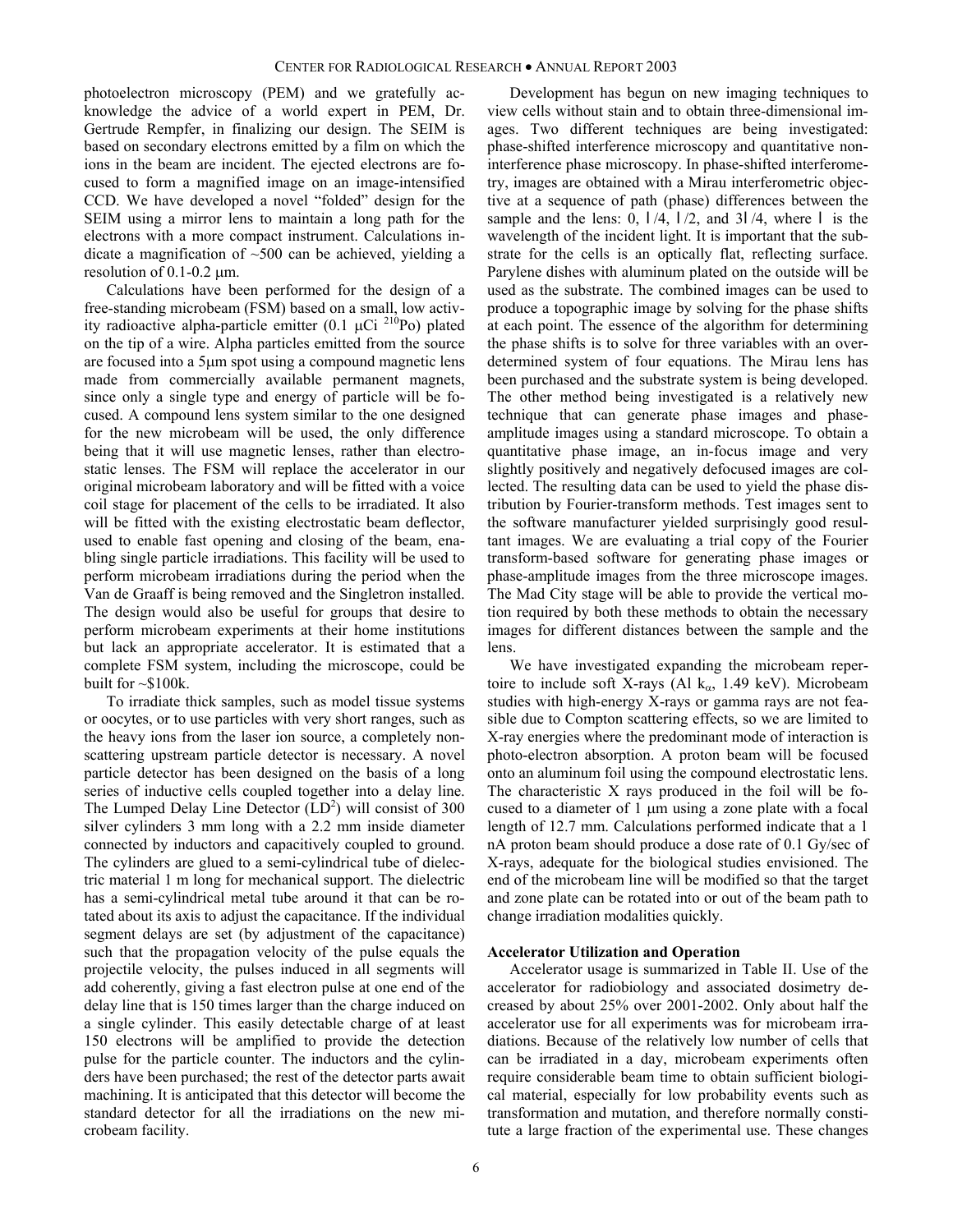photoelectron microscopy (PEM) and we gratefully acknowledge the advice of a world expert in PEM, Dr. Gertrude Rempfer, in finalizing our design. The SEIM is based on secondary electrons emitted by a film on which the ions in the beam are incident. The ejected electrons are focused to form a magnified image on an image-intensified CCD. We have developed a novel "folded" design for the SEIM using a mirror lens to maintain a long path for the electrons with a more compact instrument. Calculations indicate a magnification of ~500 can be achieved, yielding a resolution of 0.1-0.2 μm.

Calculations have been performed for the design of a free-standing microbeam (FSM) based on a small, low activity radioactive alpha-particle emitter (0.1 μCi $^{210}Po$) plated on the tip of a wire. Alpha particles emitted from the source are focused into a 5μm spot using a compound magnetic lens made from commercially available permanent magnets, since only a single type and energy of particle will be focused. A compound lens system similar to the one designed for the new microbeam will be used, the only difference being that it will use magnetic lenses, rather than electrostatic lenses. The FSM will replace the accelerator in our original microbeam laboratory and will be fitted with a voice coil stage for placement of the cells to be irradiated. It also will be fitted with the existing electrostatic beam deflector, used to enable fast opening and closing of the beam, enabling single particle irradiations. This facility will be used to perform microbeam irradiations during the period when the Van de Graaff is being removed and the Singletron installed. The design would also be useful for groups that desire to perform microbeam experiments at their home institutions but lack an appropriate accelerator. It is estimated that a complete FSM system, including the microscope, could be built for ~$100k.

To irradiate thick samples, such as model tissue systems or oocytes, or to use particles with very short ranges, such as the heavy ions from the laser ion source, a completely non-scattering upstream particle detector is necessary. A novel particle detector has been designed on the basis of a long series of inductive cells coupled together into a delay line. The Lumped Delay Line Detector ($LD^2$) will consist of 300 silver cylinders 3 mm long with a 2.2 mm inside diameter connected by inductors and capacitively coupled to ground. The cylinders are glued to a semi-cylindrical tube of dielectric material 1 m long for mechanical support. The dielectric has a semi-cylindrical metal tube around it that can be rotated about its axis to adjust the capacitance. If the individual segment delays are set (by adjustment of the capacitance) such that the propagation velocity of the pulse equals the projectile velocity, the pulses induced in all segments will add coherently, giving a fast electron pulse at one end of the delay line that is 150 times larger than the charge induced on a single cylinder. This easily detectable charge of at least 150 electrons will be amplified to provide the detection pulse for the particle counter. The inductors and the cylinders have been purchased; the rest of the detector parts await machining. It is anticipated that this detector will become the standard detector for all the irradiations on the new microbeam facility.

Development has begun on new imaging techniques to view cells without stain and to obtain three-dimensional images. Two different techniques are being investigated: phase-shifted interference microscopy and quantitative non-interference phase microscopy. In phase-shifted interferometry, images are obtained with a Mirau interferometric objective at a sequence of path (phase) differences between the sample and the lens: 0, $\lambda/4$, $\lambda/2$, and $3\lambda/4$, where $\lambda$ is the wavelength of the incident light. It is important that the substrate for the cells is an optically flat, reflecting surface. Parylene dishes with aluminum plated on the outside will be used as the substrate. The combined images can be used to produce a topographic image by solving for the phase shifts at each point. The essence of the algorithm for determining the phase shifts is to solve for three variables with an overdetermined system of four equations. The Mirau lens has been purchased and the substrate system is being developed. The other method being investigated is a relatively new technique that can generate phase images and phase-amplitude images using a standard microscope. To obtain a quantitative phase image, an in-focus image and very slightly positively and negatively defocused images are collected. The resulting data can be used to yield the phase distribution by Fourier-transform methods. Test images sent to the software manufacturer yielded surprisingly good resultant images. We are evaluating a trial copy of the Fourier transform-based software for generating phase images or phase-amplitude images from the three microscope images. The Mad City stage will be able to provide the vertical motion required by both these methods to obtain the necessary images for different distances between the sample and the lens.

We have investigated expanding the microbeam repertoire to include soft X-rays (Al $k_\alpha$, 1.49 keV). Microbeam studies with high-energy X-rays or gamma rays are not feasible due to Compton scattering effects, so we are limited to X-ray energies where the predominant mode of interaction is photo-electron absorption. A proton beam will be focused onto an aluminum foil using the compound electrostatic lens. The characteristic X rays produced in the foil will be focused to a diameter of 1 μm using a zone plate with a focal length of 12.7 mm. Calculations performed indicate that a 1 nA proton beam should produce a dose rate of 0.1 Gy/sec of X-rays, adequate for the biological studies envisioned. The end of the microbeam line will be modified so that the target and zone plate can be rotated into or out of the beam path to change irradiation modalities quickly.

**Accelerator Utilization and Operation**

Accelerator usage is summarized in Table II. Use of the accelerator for radiobiology and associated dosimetry decreased by about 25% over 2001-2002. Only about half the accelerator use for all experiments was for microbeam irradiations. Because of the relatively low number of cells that can be irradiated in a day, microbeam experiments often require considerable beam time to obtain sufficient biological material, especially for low probability events such as transformation and mutation, and therefore normally constitute a large fraction of the experimental use. These changes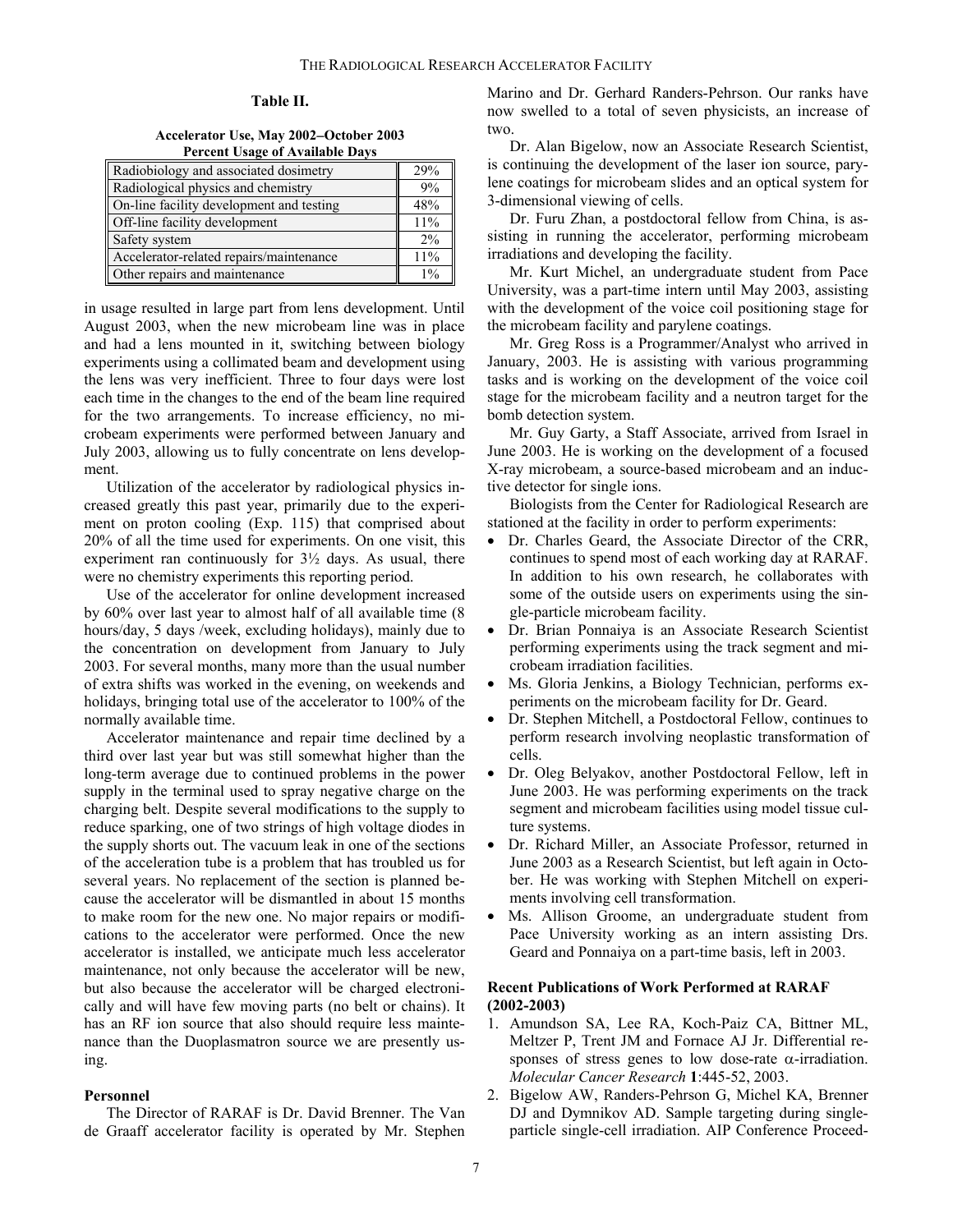**Table II.**

**Accelerator Use, May 2002–October 2003**
**Percent Usage of Available Days**

| Category | Percent |
|---|---|
| Radiobiology and associated dosimetry | 29% |
| Radiological physics and chemistry | 9% |
| On-line facility development and testing | 48% |
| Off-line facility development | 11% |
| Safety system | 2% |
| Accelerator-related repairs/maintenance | 11% |
| Other repairs and maintenance | 1% |

in usage resulted in large part from lens development. Until August 2003, when the new microbeam line was in place and had a lens mounted in it, switching between biology experiments using a collimated beam and development using the lens was very inefficient. Three to four days were lost each time in the changes to the end of the beam line required for the two arrangements. To increase efficiency, no microbeam experiments were performed between January and July 2003, allowing us to fully concentrate on lens development.

Utilization of the accelerator by radiological physics increased greatly this past year, primarily due to the experiment on proton cooling (Exp. 115) that comprised about 20% of all the time used for experiments. On one visit, this experiment ran continuously for 3½ days. As usual, there were no chemistry experiments this reporting period.

Use of the accelerator for online development increased by 60% over last year to almost half of all available time (8 hours/day, 5 days /week, excluding holidays), mainly due to the concentration on development from January to July 2003. For several months, many more than the usual number of extra shifts was worked in the evening, on weekends and holidays, bringing total use of the accelerator to 100% of the normally available time.

Accelerator maintenance and repair time declined by a third over last year but was still somewhat higher than the long-term average due to continued problems in the power supply in the terminal used to spray negative charge on the charging belt. Despite several modifications to the supply to reduce sparking, one of two strings of high voltage diodes in the supply shorts out. The vacuum leak in one of the sections of the acceleration tube is a problem that has troubled us for several years. No replacement of the section is planned because the accelerator will be dismantled in about 15 months to make room for the new one. No major repairs or modifications to the accelerator were performed. Once the new accelerator is installed, we anticipate much less accelerator maintenance, not only because the accelerator will be new, but also because the accelerator will be charged electronically and will have few moving parts (no belt or chains). It has an RF ion source that also should require less maintenance than the Duoplasmatron source we are presently using.

### Personnel

The Director of RARAF is Dr. David Brenner. The Van de Graaff accelerator facility is operated by Mr. Stephen Marino and Dr. Gerhard Randers-Pehrson. Our ranks have now swelled to a total of seven physicists, an increase of two.

Dr. Alan Bigelow, now an Associate Research Scientist, is continuing the development of the laser ion source, parylene coatings for microbeam slides and an optical system for 3-dimensional viewing of cells.

Dr. Furu Zhan, a postdoctoral fellow from China, is assisting in running the accelerator, performing microbeam irradiations and developing the facility.

Mr. Kurt Michel, an undergraduate student from Pace University, was a part-time intern until May 2003, assisting with the development of the voice coil positioning stage for the microbeam facility and parylene coatings.

Mr. Greg Ross is a Programmer/Analyst who arrived in January, 2003. He is assisting with various programming tasks and is working on the development of the voice coil stage for the microbeam facility and a neutron target for the bomb detection system.

Mr. Guy Garty, a Staff Associate, arrived from Israel in June 2003. He is working on the development of a focused X-ray microbeam, a source-based microbeam and an inductive detector for single ions.

Biologists from the Center for Radiological Research are stationed at the facility in order to perform experiments:

- Dr. Charles Geard, the Associate Director of the CRR, continues to spend most of each working day at RARAF. In addition to his own research, he collaborates with some of the outside users on experiments using the single-particle microbeam facility.
- Dr. Brian Ponnaiya is an Associate Research Scientist performing experiments using the track segment and microbeam irradiation facilities.
- Ms. Gloria Jenkins, a Biology Technician, performs experiments on the microbeam facility for Dr. Geard.
- Dr. Stephen Mitchell, a Postdoctoral Fellow, continues to perform research involving neoplastic transformation of cells.
- Dr. Oleg Belyakov, another Postdoctoral Fellow, left in June 2003. He was performing experiments on the track segment and microbeam facilities using model tissue culture systems.
- Dr. Richard Miller, an Associate Professor, returned in June 2003 as a Research Scientist, but left again in October. He was working with Stephen Mitchell on experiments involving cell transformation.
- Ms. Allison Groome, an undergraduate student from Pace University working as an intern assisting Drs. Geard and Ponnaiya on a part-time basis, left in 2003.

### Recent Publications of Work Performed at RARAF (2002-2003)

1. Amundson SA, Lee RA, Koch-Paiz CA, Bittner ML, Meltzer P, Trent JM and Fornace AJ Jr. Differential responses of stress genes to low dose-rate $\alpha$-irradiation. *Molecular Cancer Research* **1**:445-52, 2003.
2. Bigelow AW, Randers-Pehrson G, Michel KA, Brenner DJ and Dymnikov AD. Sample targeting during single-particle single-cell irradiation. AIP Conference Proceed-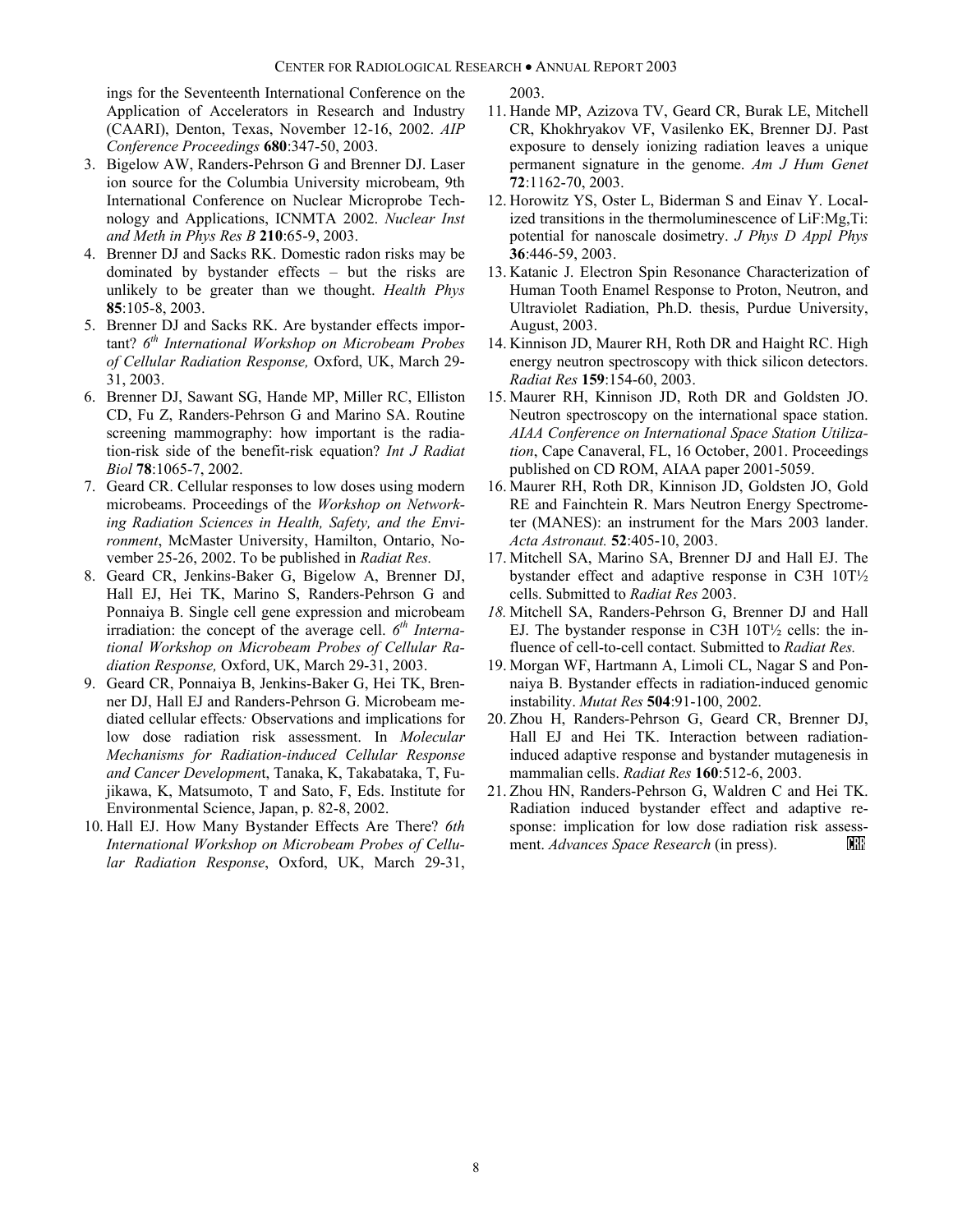ings for the Seventeenth International Conference on the Application of Accelerators in Research and Industry (CAARI), Denton, Texas, November 12-16, 2002. *AIP Conference Proceedings* **680**:347-50, 2003.

3. Bigelow AW, Randers-Pehrson G and Brenner DJ. Laser ion source for the Columbia University microbeam, 9th International Conference on Nuclear Microprobe Technology and Applications, ICNMTA 2002. *Nuclear Inst and Meth in Phys Res B* **210**:65-9, 2003.
4. Brenner DJ and Sacks RK. Domestic radon risks may be dominated by bystander effects – but the risks are unlikely to be greater than we thought. *Health Phys* **85**:105-8, 2003.
5. Brenner DJ and Sacks RK. Are bystander effects important? *6th International Workshop on Microbeam Probes of Cellular Radiation Response,* Oxford, UK, March 29-31, 2003.
6. Brenner DJ, Sawant SG, Hande MP, Miller RC, Elliston CD, Fu Z, Randers-Pehrson G and Marino SA. Routine screening mammography: how important is the radiation-risk side of the benefit-risk equation? *Int J Radiat Biol* **78**:1065-7, 2002.
7. Geard CR. Cellular responses to low doses using modern microbeams. Proceedings of the *Workshop on Networking Radiation Sciences in Health, Safety, and the Environment*, McMaster University, Hamilton, Ontario, November 25-26, 2002. To be published in *Radiat Res.*
8. Geard CR, Jenkins-Baker G, Bigelow A, Brenner DJ, Hall EJ, Hei TK, Marino S, Randers-Pehrson G and Ponnaiya B. Single cell gene expression and microbeam irradiation: the concept of the average cell. *6th International Workshop on Microbeam Probes of Cellular Radiation Response,* Oxford, UK, March 29-31, 2003.
9. Geard CR, Ponnaiya B, Jenkins-Baker G, Hei TK, Brenner DJ, Hall EJ and Randers-Pehrson G. Microbeam mediated cellular effects*:* Observations and implications for low dose radiation risk assessment. In *Molecular Mechanisms for Radiation-induced Cellular Response and Cancer Developmen*t, Tanaka, K, Takabataka, T, Fujikawa, K, Matsumoto, T and Sato, F, Eds. Institute for Environmental Science, Japan, p. 82-8, 2002.
10. Hall EJ. How Many Bystander Effects Are There? *6th International Workshop on Microbeam Probes of Cellular Radiation Response*, Oxford, UK, March 29-31, 2003.
11. Hande MP, Azizova TV, Geard CR, Burak LE, Mitchell CR, Khokhryakov VF, Vasilenko EK, Brenner DJ. Past exposure to densely ionizing radiation leaves a unique permanent signature in the genome. *Am J Hum Genet* **72**:1162-70, 2003.
12. Horowitz YS, Oster L, Biderman S and Einav Y. Localized transitions in the thermoluminescence of LiF:Mg,Ti: potential for nanoscale dosimetry. *J Phys D Appl Phys* **36**:446-59, 2003.
13. Katanic J. Electron Spin Resonance Characterization of Human Tooth Enamel Response to Proton, Neutron, and Ultraviolet Radiation, Ph.D. thesis, Purdue University, August, 2003.
14. Kinnison JD, Maurer RH, Roth DR and Haight RC. High energy neutron spectroscopy with thick silicon detectors. *Radiat Res* **159**:154-60, 2003.
15. Maurer RH, Kinnison JD, Roth DR and Goldsten JO. Neutron spectroscopy on the international space station. *AIAA Conference on International Space Station Utilization*, Cape Canaveral, FL, 16 October, 2001. Proceedings published on CD ROM, AIAA paper 2001-5059.
16. Maurer RH, Roth DR, Kinnison JD, Goldsten JO, Gold RE and Fainchtein R. Mars Neutron Energy Spectrometer (MANES): an instrument for the Mars 2003 lander. *Acta Astronaut.* **52**:405-10, 2003.
17. Mitchell SA, Marino SA, Brenner DJ and Hall EJ. The bystander effect and adaptive response in C3H 10T½ cells. Submitted to *Radiat Res* 2003.
18. Mitchell SA, Randers-Pehrson G, Brenner DJ and Hall EJ. The bystander response in C3H 10T½ cells: the influence of cell-to-cell contact. Submitted to *Radiat Res.*
19. Morgan WF, Hartmann A, Limoli CL, Nagar S and Ponnaiya B. Bystander effects in radiation-induced genomic instability. *Mutat Res* **504**:91-100, 2002.
20. Zhou H, Randers-Pehrson G, Geard CR, Brenner DJ, Hall EJ and Hei TK. Interaction between radiation-induced adaptive response and bystander mutagenesis in mammalian cells. *Radiat Res* **160**:512-6, 2003.
21. Zhou HN, Randers-Pehrson G, Waldren C and Hei TK. Radiation induced bystander effect and adaptive response: implication for low dose radiation risk assessment. *Advances Space Research* (in press).